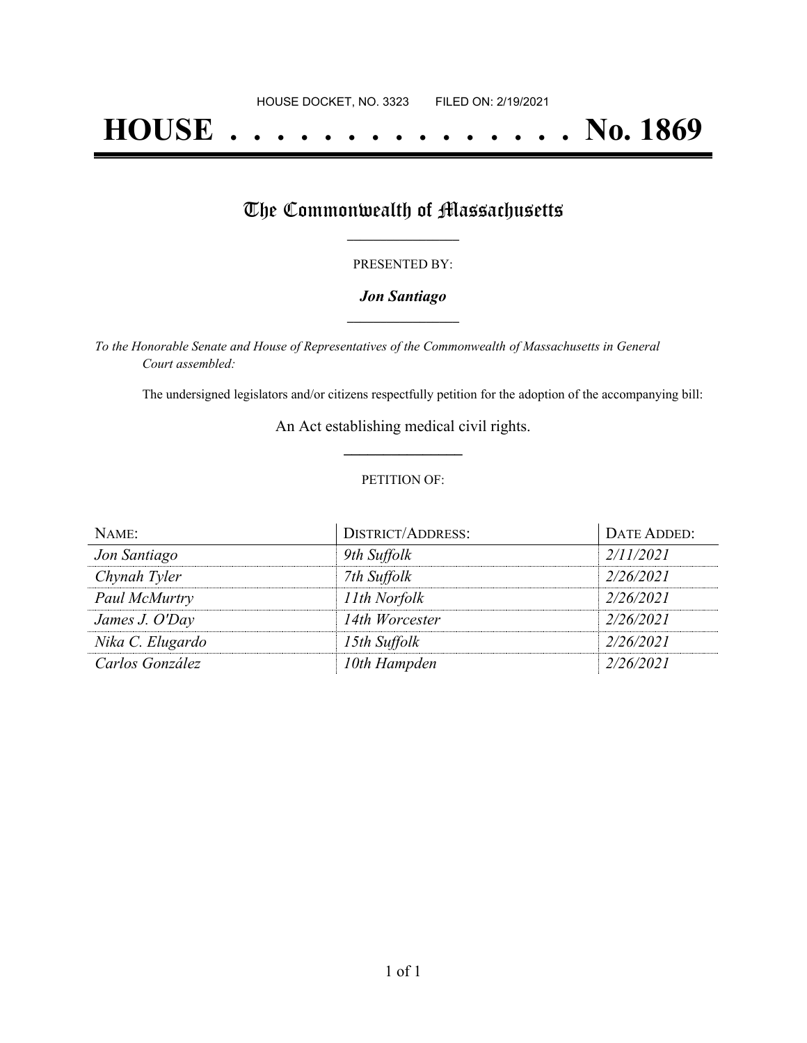HOUSE DOCKET, NO. 3323        FILED ON: 2/19/2021

# HOUSE . . . . . . . . . . . . . . . No. 1869

## The Commonwealth of Massachusetts

PRESENTED BY:

***Jon Santiago***

*To the Honorable Senate and House of Representatives of the Commonwealth of Massachusetts in General Court assembled:*

The undersigned legislators and/or citizens respectfully petition for the adoption of the accompanying bill:

An Act establishing medical civil rights.

PETITION OF:

| NAME: | DISTRICT/ADDRESS: | DATE ADDED: |
| --- | --- | --- |
| *Jon Santiago* | *9th Suffolk* | *2/11/2021* |
| *Chynah Tyler* | *7th Suffolk* | *2/26/2021* |
| *Paul McMurtry* | *11th Norfolk* | *2/26/2021* |
| *James J. O'Day* | *14th Worcester* | *2/26/2021* |
| *Nika C. Elugardo* | *15th Suffolk* | *2/26/2021* |
| *Carlos González* | *10th Hampden* | *2/26/2021* |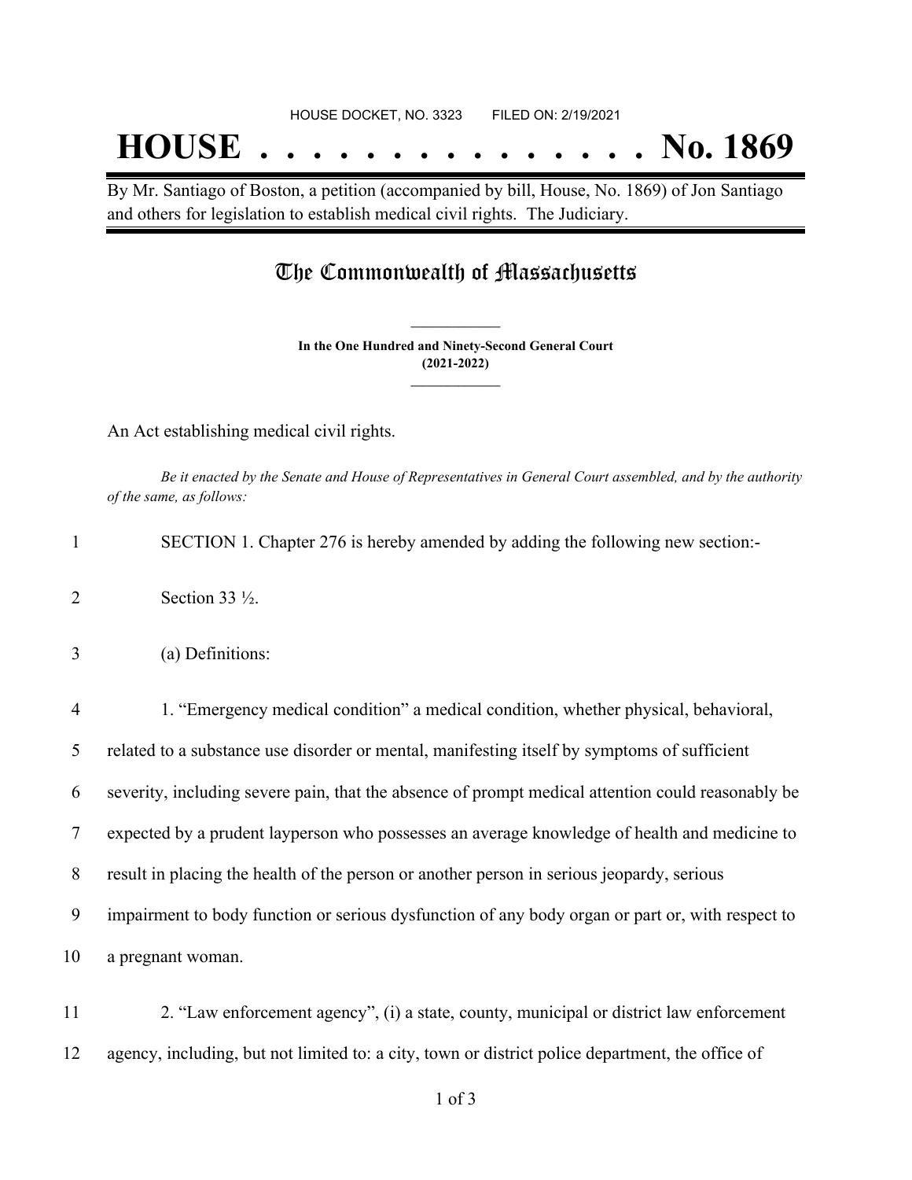HOUSE DOCKET, NO. 3323 FILED ON: 2/19/2021

# HOUSE . . . . . . . . . . . . . . . No. 1869

By Mr. Santiago of Boston, a petition (accompanied by bill, House, No. 1869) of Jon Santiago and others for legislation to establish medical civil rights. The Judiciary.

## The Commonwealth of Massachusetts

**In the One Hundred and Ninety-Second General Court (2021-2022)**

An Act establishing medical civil rights.

*Be it enacted by the Senate and House of Representatives in General Court assembled, and by the authority of the same, as follows:*

1 SECTION 1. Chapter 276 is hereby amended by adding the following new section:-

2 Section 33 ½.

3 (a) Definitions:

4 1. "Emergency medical condition" a medical condition, whether physical, behavioral,
5 related to a substance use disorder or mental, manifesting itself by symptoms of sufficient
6 severity, including severe pain, that the absence of prompt medical attention could reasonably be
7 expected by a prudent layperson who possesses an average knowledge of health and medicine to
8 result in placing the health of the person or another person in serious jeopardy, serious
9 impairment to body function or serious dysfunction of any body organ or part or, with respect to
10 a pregnant woman.

11 2. "Law enforcement agency", (i) a state, county, municipal or district law enforcement
12 agency, including, but not limited to: a city, town or district police department, the office of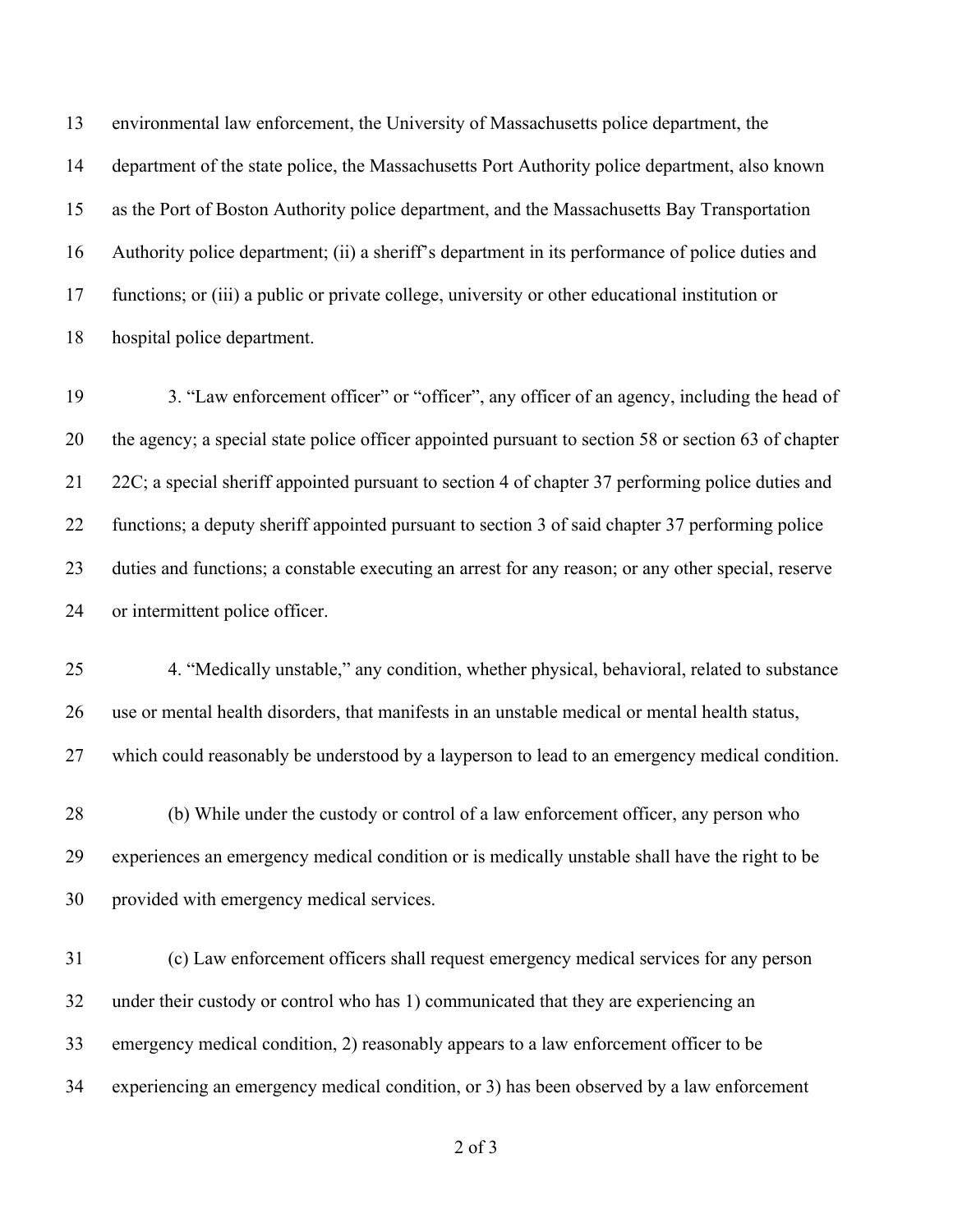environmental law enforcement, the University of Massachusetts police department, the department of the state police, the Massachusetts Port Authority police department, also known as the Port of Boston Authority police department, and the Massachusetts Bay Transportation Authority police department; (ii) a sheriff's department in its performance of police duties and functions; or (iii) a public or private college, university or other educational institution or hospital police department.

3. "Law enforcement officer" or "officer", any officer of an agency, including the head of the agency; a special state police officer appointed pursuant to section 58 or section 63 of chapter 22C; a special sheriff appointed pursuant to section 4 of chapter 37 performing police duties and functions; a deputy sheriff appointed pursuant to section 3 of said chapter 37 performing police duties and functions; a constable executing an arrest for any reason; or any other special, reserve or intermittent police officer.

4. "Medically unstable," any condition, whether physical, behavioral, related to substance use or mental health disorders, that manifests in an unstable medical or mental health status, which could reasonably be understood by a layperson to lead to an emergency medical condition.

(b) While under the custody or control of a law enforcement officer, any person who experiences an emergency medical condition or is medically unstable shall have the right to be provided with emergency medical services.

(c) Law enforcement officers shall request emergency medical services for any person under their custody or control who has 1) communicated that they are experiencing an emergency medical condition, 2) reasonably appears to a law enforcement officer to be experiencing an emergency medical condition, or 3) has been observed by a law enforcement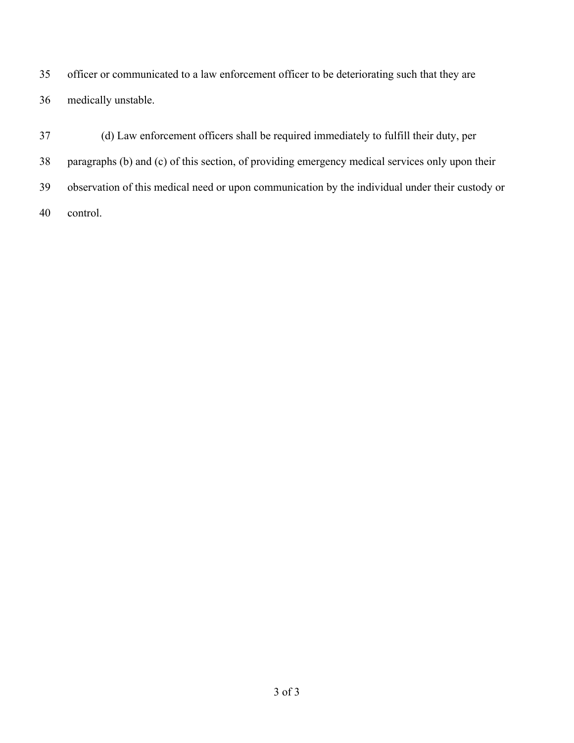officer or communicated to a law enforcement officer to be deteriorating such that they are medically unstable.

(d) Law enforcement officers shall be required immediately to fulfill their duty, per paragraphs (b) and (c) of this section, of providing emergency medical services only upon their observation of this medical need or upon communication by the individual under their custody or control.